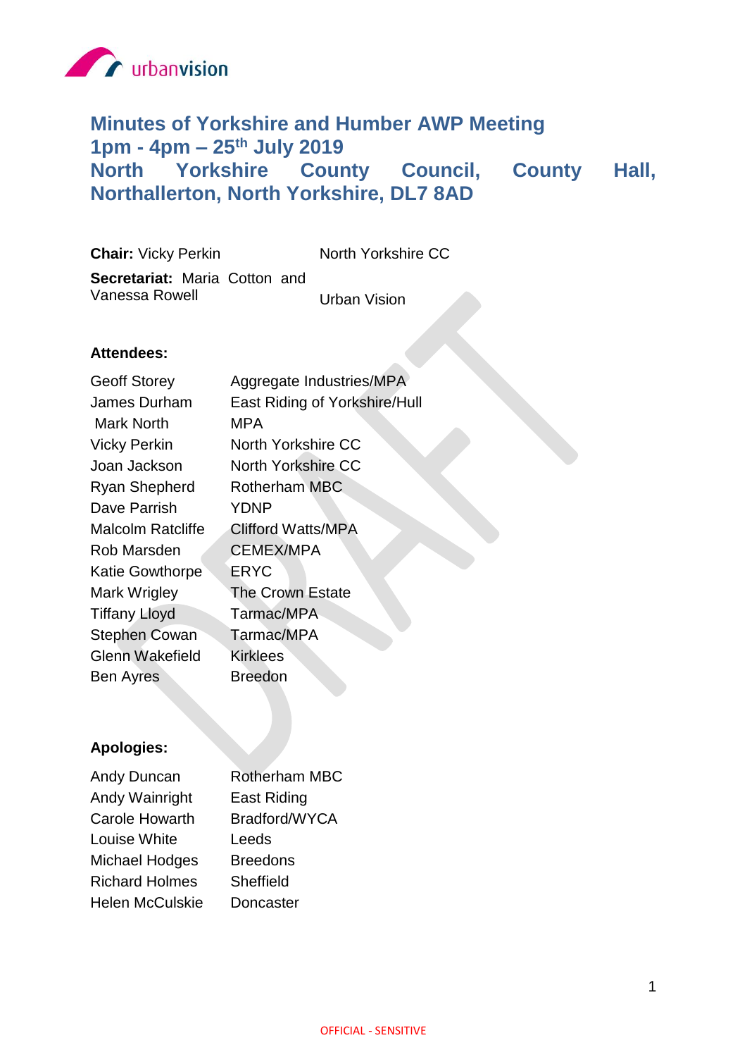urbanvision

# Minutes of Yorkshire and Humber AWP Meeting
# 1pm - 4pm – 25th July 2019
# North Yorkshire County Council, County Hall, Northallerton, North Yorkshire, DL7 8AD

| | |
|---|---|
| **Chair:** Vicky Perkin | North Yorkshire CC |
| **Secretariat:** Maria Cotton and Vanessa Rowell | Urban Vision |

**Attendees:**

| | |
|---|---|
| Geoff Storey | Aggregate Industries/MPA |
| James Durham | East Riding of Yorkshire/Hull |
| Mark North | MPA |
| Vicky Perkin | North Yorkshire CC |
| Joan Jackson | North Yorkshire CC |
| Ryan Shepherd | Rotherham MBC |
| Dave Parrish | YDNP |
| Malcolm Ratcliffe | Clifford Watts/MPA |
| Rob Marsden | CEMEX/MPA |
| Katie Gowthorpe | ERYC |
| Mark Wrigley | The Crown Estate |
| Tiffany Lloyd | Tarmac/MPA |
| Stephen Cowan | Tarmac/MPA |
| Glenn Wakefield | Kirklees |
| Ben Ayres | Breedon |

**Apologies:**

| | |
|---|---|
| Andy Duncan | Rotherham MBC |
| Andy Wainright | East Riding |
| Carole Howarth | Bradford/WYCA |
| Louise White | Leeds |
| Michael Hodges | Breedons |
| Richard Holmes | Sheffield |
| Helen McCulskie | Doncaster |

OFFICIAL - SENSITIVE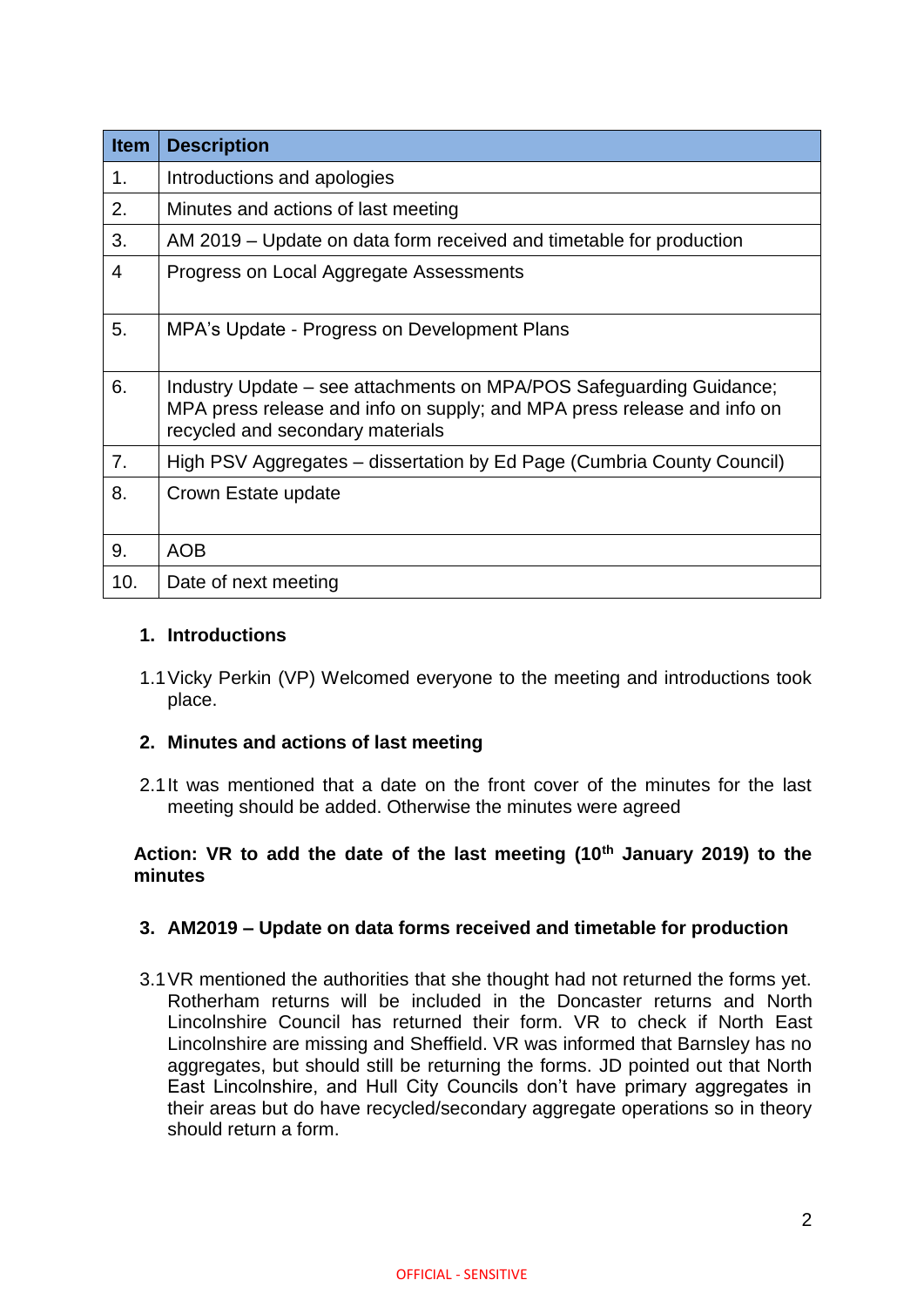| Item | Description |
|---|---|
| 1. | Introductions and apologies |
| 2. | Minutes and actions of last meeting |
| 3. | AM 2019 – Update on data form received and timetable for production |
| 4 | Progress on Local Aggregate Assessments |
| 5. | MPA's Update - Progress on Development Plans |
| 6. | Industry Update – see attachments on MPA/POS Safeguarding Guidance; MPA press release and info on supply; and MPA press release and info on recycled and secondary materials |
| 7. | High PSV Aggregates – dissertation by Ed Page (Cumbria County Council) |
| 8. | Crown Estate update |
| 9. | AOB |
| 10. | Date of next meeting |

## 1. Introductions

1.1 Vicky Perkin (VP) Welcomed everyone to the meeting and introductions took place.

## 2. Minutes and actions of last meeting

2.1 It was mentioned that a date on the front cover of the minutes for the last meeting should be added. Otherwise the minutes were agreed

**Action: VR to add the date of the last meeting (10th January 2019) to the minutes**

## 3. AM2019 – Update on data forms received and timetable for production

3.1 VR mentioned the authorities that she thought had not returned the forms yet. Rotherham returns will be included in the Doncaster returns and North Lincolnshire Council has returned their form. VR to check if North East Lincolnshire are missing and Sheffield. VR was informed that Barnsley has no aggregates, but should still be returning the forms. JD pointed out that North East Lincolnshire, and Hull City Councils don't have primary aggregates in their areas but do have recycled/secondary aggregate operations so in theory should return a form.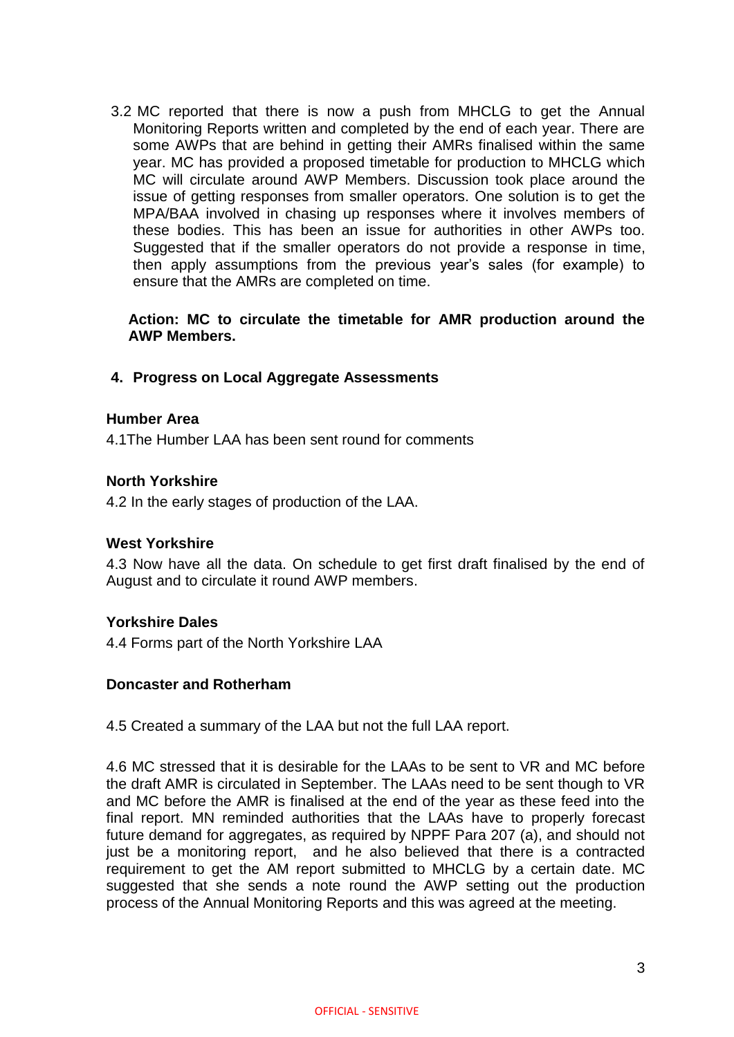3.2 MC reported that there is now a push from MHCLG to get the Annual Monitoring Reports written and completed by the end of each year. There are some AWPs that are behind in getting their AMRs finalised within the same year. MC has provided a proposed timetable for production to MHCLG which MC will circulate around AWP Members. Discussion took place around the issue of getting responses from smaller operators. One solution is to get the MPA/BAA involved in chasing up responses where it involves members of these bodies. This has been an issue for authorities in other AWPs too. Suggested that if the smaller operators do not provide a response in time, then apply assumptions from the previous year's sales (for example) to ensure that the AMRs are completed on time.

**Action: MC to circulate the timetable for AMR production around the AWP Members.**

## 4. Progress on Local Aggregate Assessments

**Humber Area**

4.1The Humber LAA has been sent round for comments

**North Yorkshire**

4.2 In the early stages of production of the LAA.

**West Yorkshire**

4.3 Now have all the data. On schedule to get first draft finalised by the end of August and to circulate it round AWP members.

**Yorkshire Dales**

4.4 Forms part of the North Yorkshire LAA

**Doncaster and Rotherham**

4.5 Created a summary of the LAA but not the full LAA report.

4.6 MC stressed that it is desirable for the LAAs to be sent to VR and MC before the draft AMR is circulated in September. The LAAs need to be sent though to VR and MC before the AMR is finalised at the end of the year as these feed into the final report. MN reminded authorities that the LAAs have to properly forecast future demand for aggregates, as required by NPPF Para 207 (a), and should not just be a monitoring report, and he also believed that there is a contracted requirement to get the AM report submitted to MHCLG by a certain date. MC suggested that she sends a note round the AWP setting out the production process of the Annual Monitoring Reports and this was agreed at the meeting.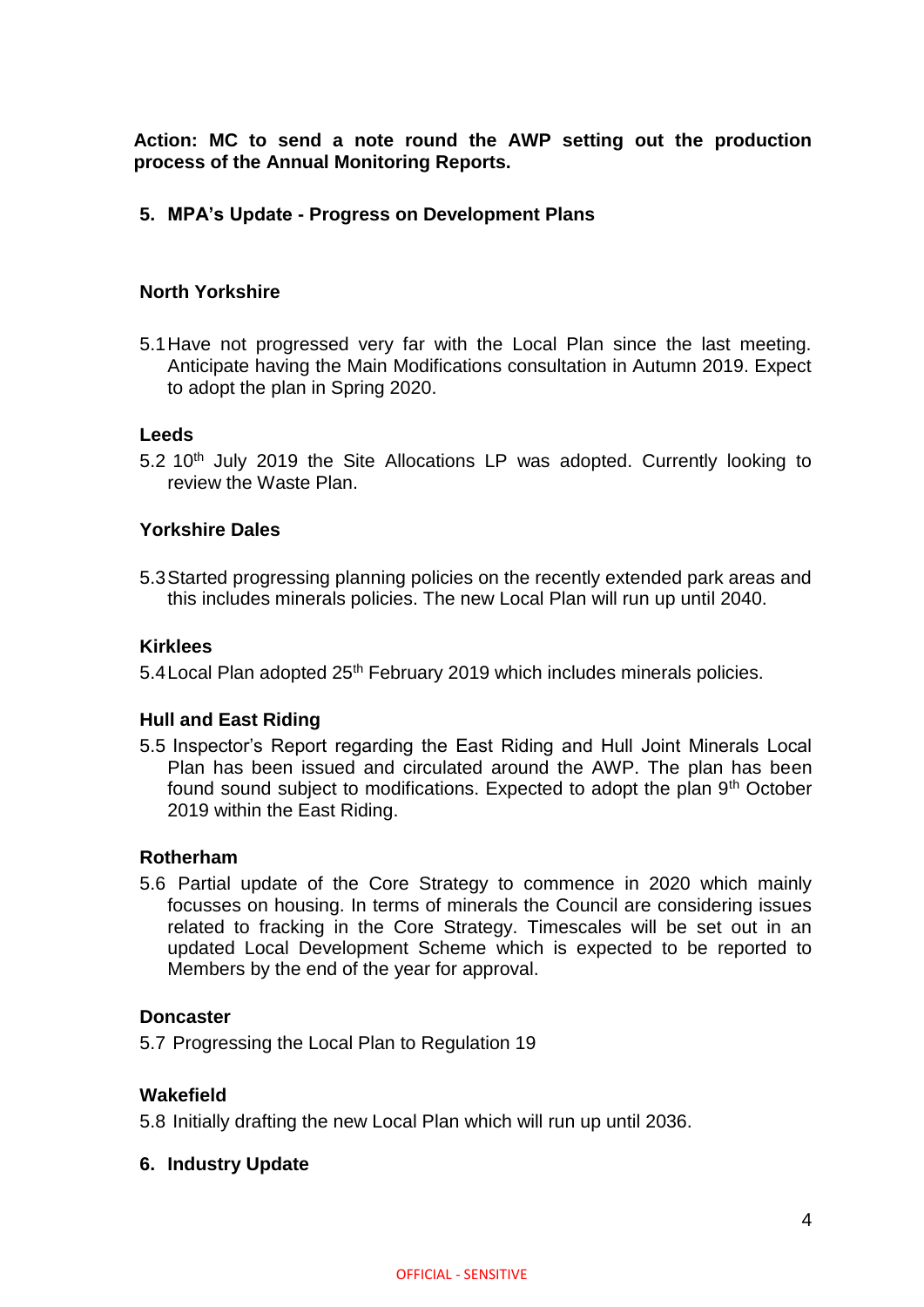**Action: MC to send a note round the AWP setting out the production process of the Annual Monitoring Reports.**

## 5. MPA's Update - Progress on Development Plans

### North Yorkshire

5.1 Have not progressed very far with the Local Plan since the last meeting. Anticipate having the Main Modifications consultation in Autumn 2019. Expect to adopt the plan in Spring 2020.

### Leeds

5.2 10th July 2019 the Site Allocations LP was adopted. Currently looking to review the Waste Plan.

### Yorkshire Dales

5.3 Started progressing planning policies on the recently extended park areas and this includes minerals policies. The new Local Plan will run up until 2040.

### Kirklees

5.4 Local Plan adopted 25th February 2019 which includes minerals policies.

### Hull and East Riding

5.5 Inspector's Report regarding the East Riding and Hull Joint Minerals Local Plan has been issued and circulated around the AWP. The plan has been found sound subject to modifications. Expected to adopt the plan 9th October 2019 within the East Riding.

### Rotherham

5.6 Partial update of the Core Strategy to commence in 2020 which mainly focusses on housing. In terms of minerals the Council are considering issues related to fracking in the Core Strategy. Timescales will be set out in an updated Local Development Scheme which is expected to be reported to Members by the end of the year for approval.

### Doncaster

5.7 Progressing the Local Plan to Regulation 19

### Wakefield

5.8 Initially drafting the new Local Plan which will run up until 2036.

## 6. Industry Update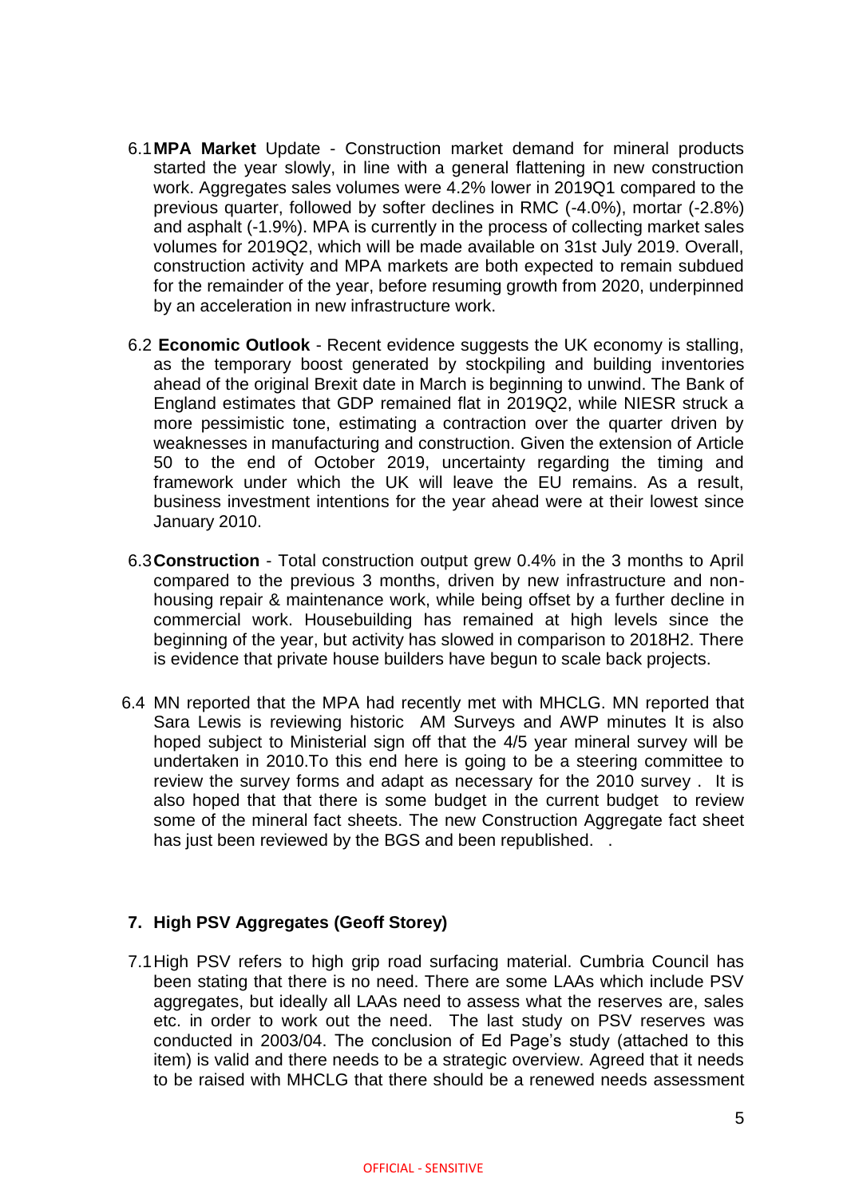6.1 **MPA Market** Update - Construction market demand for mineral products started the year slowly, in line with a general flattening in new construction work. Aggregates sales volumes were 4.2% lower in 2019Q1 compared to the previous quarter, followed by softer declines in RMC (-4.0%), mortar (-2.8%) and asphalt (-1.9%). MPA is currently in the process of collecting market sales volumes for 2019Q2, which will be made available on 31st July 2019. Overall, construction activity and MPA markets are both expected to remain subdued for the remainder of the year, before resuming growth from 2020, underpinned by an acceleration in new infrastructure work.

6.2 **Economic Outlook** - Recent evidence suggests the UK economy is stalling, as the temporary boost generated by stockpiling and building inventories ahead of the original Brexit date in March is beginning to unwind. The Bank of England estimates that GDP remained flat in 2019Q2, while NIESR struck a more pessimistic tone, estimating a contraction over the quarter driven by weaknesses in manufacturing and construction. Given the extension of Article 50 to the end of October 2019, uncertainty regarding the timing and framework under which the UK will leave the EU remains. As a result, business investment intentions for the year ahead were at their lowest since January 2010.

6.3 **Construction** - Total construction output grew 0.4% in the 3 months to April compared to the previous 3 months, driven by new infrastructure and non-housing repair & maintenance work, while being offset by a further decline in commercial work. Housebuilding has remained at high levels since the beginning of the year, but activity has slowed in comparison to 2018H2. There is evidence that private house builders have begun to scale back projects.

6.4 MN reported that the MPA had recently met with MHCLG. MN reported that Sara Lewis is reviewing historic AM Surveys and AWP minutes It is also hoped subject to Ministerial sign off that the 4/5 year mineral survey will be undertaken in 2010.To this end here is going to be a steering committee to review the survey forms and adapt as necessary for the 2010 survey . It is also hoped that that there is some budget in the current budget to review some of the mineral fact sheets. The new Construction Aggregate fact sheet has just been reviewed by the BGS and been republished. .

## 7. High PSV Aggregates (Geoff Storey)

7.1 High PSV refers to high grip road surfacing material. Cumbria Council has been stating that there is no need. There are some LAAs which include PSV aggregates, but ideally all LAAs need to assess what the reserves are, sales etc. in order to work out the need. The last study on PSV reserves was conducted in 2003/04. The conclusion of Ed Page's study (attached to this item) is valid and there needs to be a strategic overview. Agreed that it needs to be raised with MHCLG that there should be a renewed needs assessment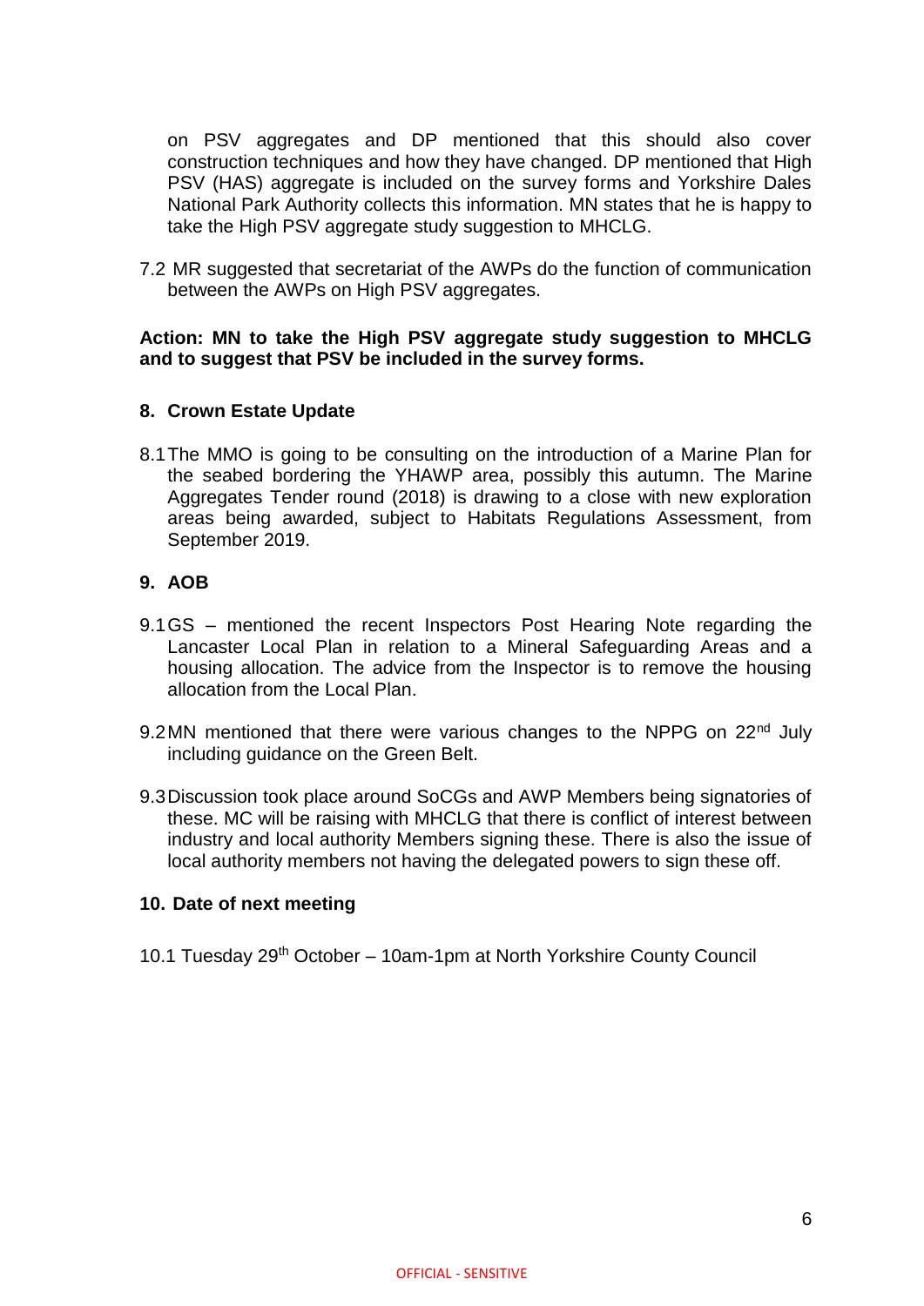on PSV aggregates and DP mentioned that this should also cover construction techniques and how they have changed. DP mentioned that High PSV (HAS) aggregate is included on the survey forms and Yorkshire Dales National Park Authority collects this information. MN states that he is happy to take the High PSV aggregate study suggestion to MHCLG.

7.2 MR suggested that secretariat of the AWPs do the function of communication between the AWPs on High PSV aggregates.

**Action: MN to take the High PSV aggregate study suggestion to MHCLG and to suggest that PSV be included in the survey forms.**

## 8. Crown Estate Update

8.1 The MMO is going to be consulting on the introduction of a Marine Plan for the seabed bordering the YHAWP area, possibly this autumn. The Marine Aggregates Tender round (2018) is drawing to a close with new exploration areas being awarded, subject to Habitats Regulations Assessment, from September 2019.

## 9. AOB

9.1 GS – mentioned the recent Inspectors Post Hearing Note regarding the Lancaster Local Plan in relation to a Mineral Safeguarding Areas and a housing allocation. The advice from the Inspector is to remove the housing allocation from the Local Plan.

9.2 MN mentioned that there were various changes to the NPPG on 22nd July including guidance on the Green Belt.

9.3 Discussion took place around SoCGs and AWP Members being signatories of these. MC will be raising with MHCLG that there is conflict of interest between industry and local authority Members signing these. There is also the issue of local authority members not having the delegated powers to sign these off.

## 10. Date of next meeting

10.1 Tuesday 29th October – 10am-1pm at North Yorkshire County Council

OFFICIAL - SENSITIVE